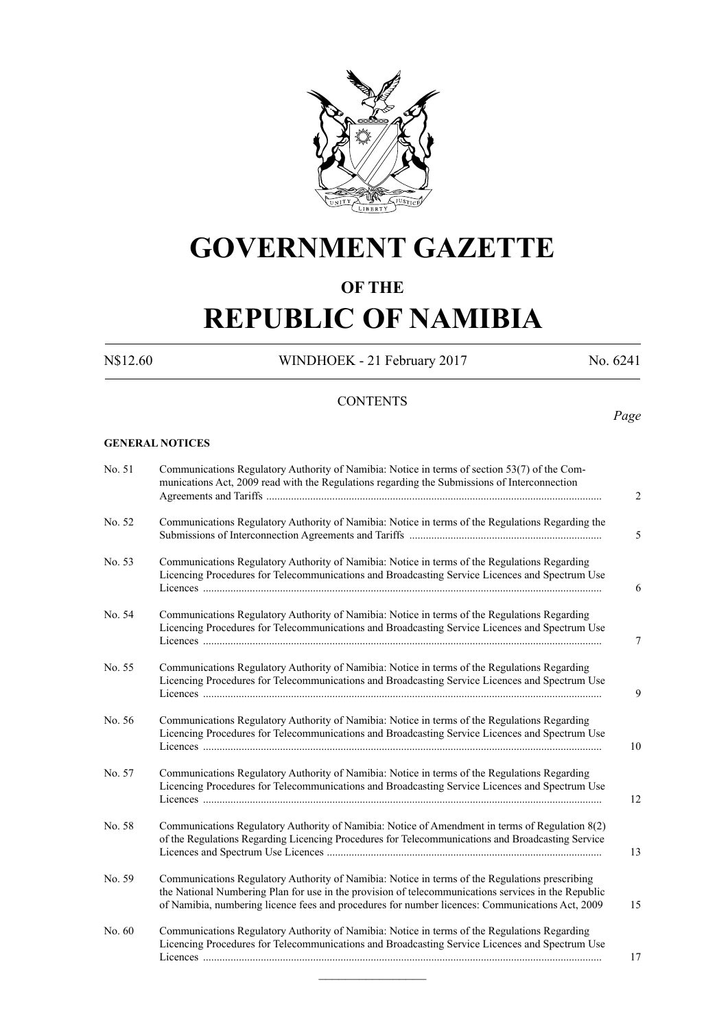# GOVERNMENT GAZETTE

## OF THE

# REPUBLIC OF NAMIBIA

N$12.60 WINDHOEK - 21 February 2017 No. 6241

CONTENTS

*Page*

**GENERAL NOTICES**

| | | |
|---|---|---|
| No. 51 | Communications Regulatory Authority of Namibia: Notice in terms of section 53(7) of the Communications Act, 2009 read with the Regulations regarding the Submissions of Interconnection Agreements and Tariffs | 2 |
| No. 52 | Communications Regulatory Authority of Namibia: Notice in terms of the Regulations Regarding the Submissions of Interconnection Agreements and Tariffs | 5 |
| No. 53 | Communications Regulatory Authority of Namibia: Notice in terms of the Regulations Regarding Licencing Procedures for Telecommunications and Broadcasting Service Licences and Spectrum Use Licences | 6 |
| No. 54 | Communications Regulatory Authority of Namibia: Notice in terms of the Regulations Regarding Licencing Procedures for Telecommunications and Broadcasting Service Licences and Spectrum Use Licences | 7 |
| No. 55 | Communications Regulatory Authority of Namibia: Notice in terms of the Regulations Regarding Licencing Procedures for Telecommunications and Broadcasting Service Licences and Spectrum Use Licences | 9 |
| No. 56 | Communications Regulatory Authority of Namibia: Notice in terms of the Regulations Regarding Licencing Procedures for Telecommunications and Broadcasting Service Licences and Spectrum Use Licences | 10 |
| No. 57 | Communications Regulatory Authority of Namibia: Notice in terms of the Regulations Regarding Licencing Procedures for Telecommunications and Broadcasting Service Licences and Spectrum Use Licences | 12 |
| No. 58 | Communications Regulatory Authority of Namibia: Notice of Amendment in terms of Regulation 8(2) of the Regulations Regarding Licencing Procedures for Telecommunications and Broadcasting Service Licences and Spectrum Use Licences | 13 |
| No. 59 | Communications Regulatory Authority of Namibia: Notice in terms of the Regulations prescribing the National Numbering Plan for use in the provision of telecommunications services in the Republic of Namibia, numbering licence fees and procedures for number licences: Communications Act, 2009 | 15 |
| No. 60 | Communications Regulatory Authority of Namibia: Notice in terms of the Regulations Regarding Licencing Procedures for Telecommunications and Broadcasting Service Licences and Spectrum Use Licences | 17 |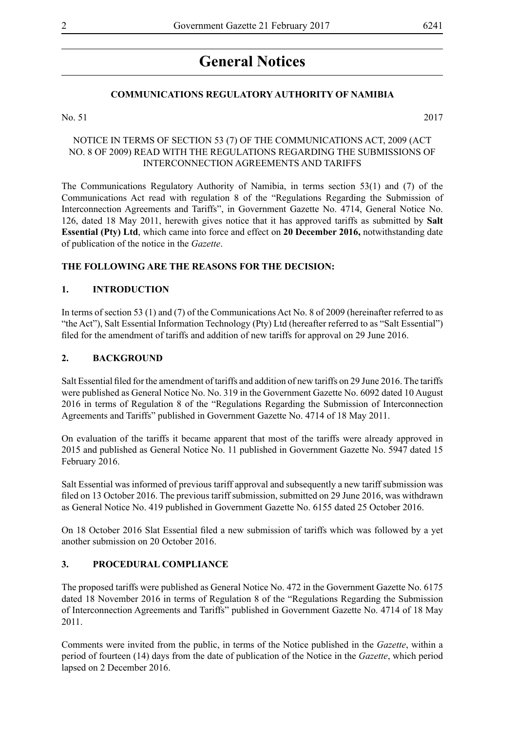# General Notices

**COMMUNICATIONS REGULATORY AUTHORITY OF NAMIBIA**

No. 51 2017

NOTICE IN TERMS OF SECTION 53 (7) OF THE COMMUNICATIONS ACT, 2009 (ACT NO. 8 OF 2009) READ WITH THE REGULATIONS REGARDING THE SUBMISSIONS OF INTERCONNECTION AGREEMENTS AND TARIFFS

The Communications Regulatory Authority of Namibia, in terms section 53(1) and (7) of the Communications Act read with regulation 8 of the "Regulations Regarding the Submission of Interconnection Agreements and Tariffs", in Government Gazette No. 4714, General Notice No. 126, dated 18 May 2011, herewith gives notice that it has approved tariffs as submitted by **Salt Essential (Pty) Ltd**, which came into force and effect on **20 December 2016,** notwithstanding date of publication of the notice in the *Gazette*.

**THE FOLLOWING ARE THE REASONS FOR THE DECISION:**

**1. INTRODUCTION**

In terms of section 53 (1) and (7) of the Communications Act No. 8 of 2009 (hereinafter referred to as "the Act"), Salt Essential Information Technology (Pty) Ltd (hereafter referred to as "Salt Essential") filed for the amendment of tariffs and addition of new tariffs for approval on 29 June 2016.

**2. BACKGROUND**

Salt Essential filed for the amendment of tariffs and addition of new tariffs on 29 June 2016. The tariffs were published as General Notice No. No. 319 in the Government Gazette No. 6092 dated 10 August 2016 in terms of Regulation 8 of the "Regulations Regarding the Submission of Interconnection Agreements and Tariffs" published in Government Gazette No. 4714 of 18 May 2011.

On evaluation of the tariffs it became apparent that most of the tariffs were already approved in 2015 and published as General Notice No. 11 published in Government Gazette No. 5947 dated 15 February 2016.

Salt Essential was informed of previous tariff approval and subsequently a new tariff submission was filed on 13 October 2016. The previous tariff submission, submitted on 29 June 2016, was withdrawn as General Notice No. 419 published in Government Gazette No. 6155 dated 25 October 2016.

On 18 October 2016 Slat Essential filed a new submission of tariffs which was followed by a yet another submission on 20 October 2016.

**3. PROCEDURAL COMPLIANCE**

The proposed tariffs were published as General Notice No. 472 in the Government Gazette No. 6175 dated 18 November 2016 in terms of Regulation 8 of the "Regulations Regarding the Submission of Interconnection Agreements and Tariffs" published in Government Gazette No. 4714 of 18 May 2011.

Comments were invited from the public, in terms of the Notice published in the *Gazette*, within a period of fourteen (14) days from the date of publication of the Notice in the *Gazette*, which period lapsed on 2 December 2016.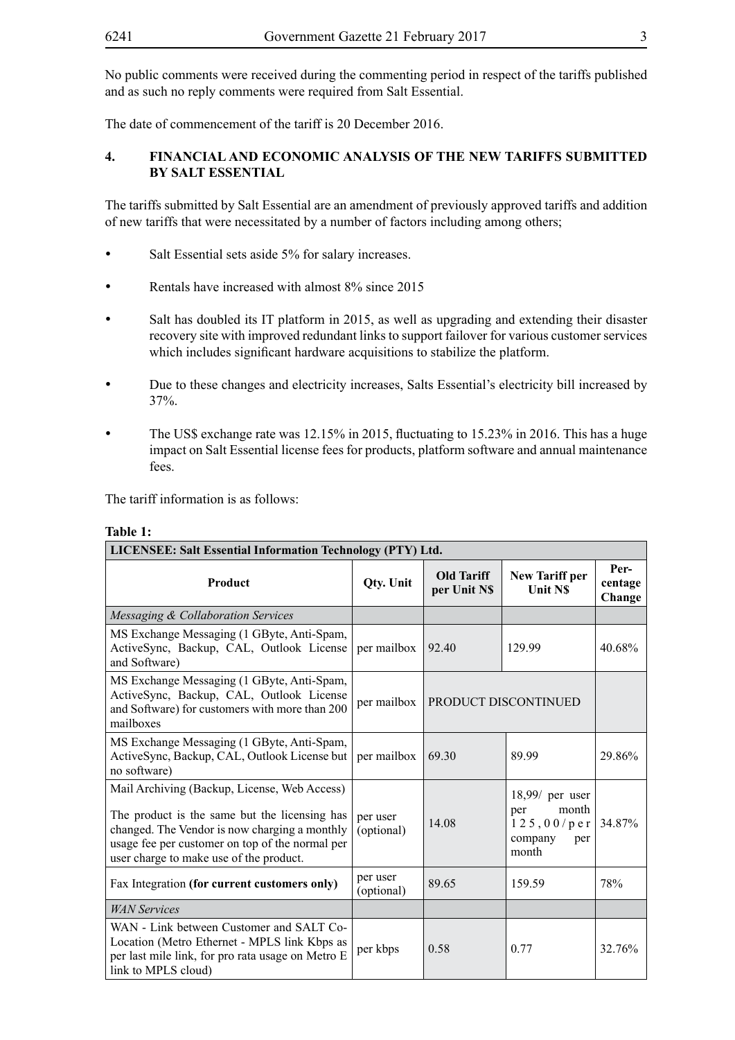No public comments were received during the commenting period in respect of the tariffs published and as such no reply comments were required from Salt Essential.

The date of commencement of the tariff is 20 December 2016.

## 4. FINANCIAL AND ECONOMIC ANALYSIS OF THE NEW TARIFFS SUBMITTED BY SALT ESSENTIAL

The tariffs submitted by Salt Essential are an amendment of previously approved tariffs and addition of new tariffs that were necessitated by a number of factors including among others;

- Salt Essential sets aside 5% for salary increases.
- Rentals have increased with almost 8% since 2015
- Salt has doubled its IT platform in 2015, as well as upgrading and extending their disaster recovery site with improved redundant links to support failover for various customer services which includes significant hardware acquisitions to stabilize the platform.
- Due to these changes and electricity increases, Salts Essential's electricity bill increased by 37%.
- The US$ exchange rate was 12.15% in 2015, fluctuating to 15.23% in 2016. This has a huge impact on Salt Essential license fees for products, platform software and annual maintenance fees.

The tariff information is as follows:

**Table 1:**

| LICENSEE: Salt Essential Information Technology (PTY) Ltd. | | | | |
|---|---|---|---|---|
| **Product** | **Qty. Unit** | **Old Tariff per Unit N$** | **New Tariff per Unit N$** | **Per-centage Change** |
| *Messaging & Collaboration Services* | | | | |
| MS Exchange Messaging (1 GByte, Anti-Spam, ActiveSync, Backup, CAL, Outlook License and Software) | per mailbox | 92.40 | 129.99 | 40.68% |
| MS Exchange Messaging (1 GByte, Anti-Spam, ActiveSync, Backup, CAL, Outlook License and Software) for customers with more than 200 mailboxes | per mailbox | PRODUCT DISCONTINUED | | |
| MS Exchange Messaging (1 GByte, Anti-Spam, ActiveSync, Backup, CAL, Outlook License but no software) | per mailbox | 69.30 | 89.99 | 29.86% |
| Mail Archiving (Backup, License, Web Access)<br><br>The product is the same but the licensing has changed. The Vendor is now charging a monthly usage fee per customer on top of the normal per user charge to make use of the product. | per user (optional) | 14.08 | 18,99/ per user per month 125,00/per company per month | 34.87% |
| Fax Integration **(for current customers only)** | per user (optional) | 89.65 | 159.59 | 78% |
| *WAN Services* | | | | |
| WAN - Link between Customer and SALT Co-Location (Metro Ethernet - MPLS link Kbps as per last mile link, for pro rata usage on Metro E link to MPLS cloud) | per kbps | 0.58 | 0.77 | 32.76% |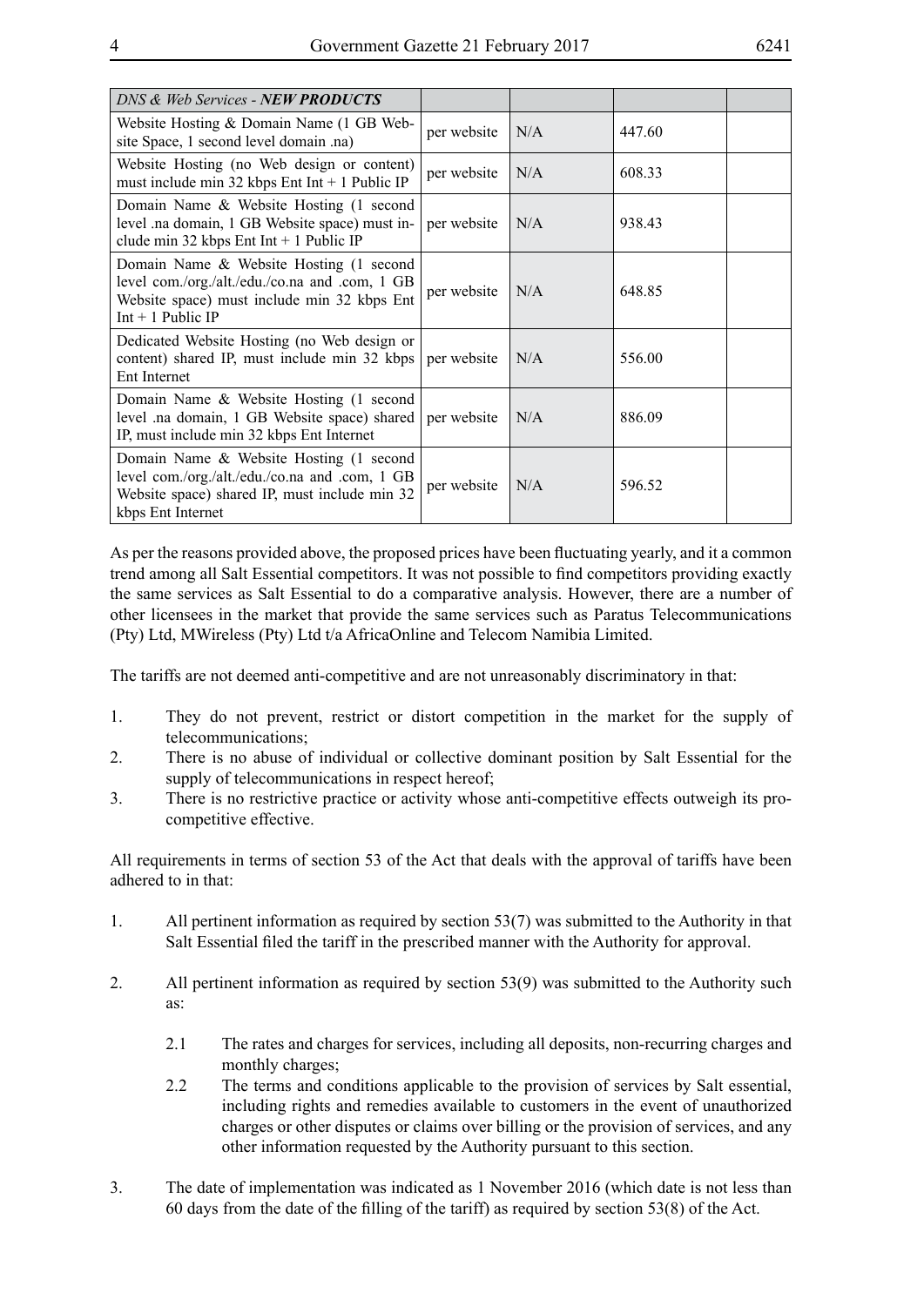| *DNS & Web Services - **NEW PRODUCTS*** | | | | |
|---|---|---|---|---|
| Website Hosting & Domain Name (1 GB Website Space, 1 second level domain .na) | per website | N/A | 447.60 | |
| Website Hosting (no Web design or content) must include min 32 kbps Ent Int + 1 Public IP | per website | N/A | 608.33 | |
| Domain Name & Website Hosting (1 second level .na domain, 1 GB Website space) must include min 32 kbps Ent Int + 1 Public IP | per website | N/A | 938.43 | |
| Domain Name & Website Hosting (1 second level com./org./alt./edu./co.na and .com, 1 GB Website space) must include min 32 kbps Ent Int + 1 Public IP | per website | N/A | 648.85 | |
| Dedicated Website Hosting (no Web design or content) shared IP, must include min 32 kbps Ent Internet | per website | N/A | 556.00 | |
| Domain Name & Website Hosting (1 second level .na domain, 1 GB Website space) shared IP, must include min 32 kbps Ent Internet | per website | N/A | 886.09 | |
| Domain Name & Website Hosting (1 second level com./org./alt./edu./co.na and .com, 1 GB Website space) shared IP, must include min 32 kbps Ent Internet | per website | N/A | 596.52 | |

As per the reasons provided above, the proposed prices have been fluctuating yearly, and it a common trend among all Salt Essential competitors. It was not possible to find competitors providing exactly the same services as Salt Essential to do a comparative analysis. However, there are a number of other licensees in the market that provide the same services such as Paratus Telecommunications (Pty) Ltd, MWireless (Pty) Ltd t/a AfricaOnline and Telecom Namibia Limited.

The tariffs are not deemed anti-competitive and are not unreasonably discriminatory in that:

1. They do not prevent, restrict or distort competition in the market for the supply of telecommunications;
2. There is no abuse of individual or collective dominant position by Salt Essential for the supply of telecommunications in respect hereof;
3. There is no restrictive practice or activity whose anti-competitive effects outweigh its pro-competitive effective.

All requirements in terms of section 53 of the Act that deals with the approval of tariffs have been adhered to in that:

1. All pertinent information as required by section 53(7) was submitted to the Authority in that Salt Essential filed the tariff in the prescribed manner with the Authority for approval.

2. All pertinent information as required by section 53(9) was submitted to the Authority such as:

   2.1 The rates and charges for services, including all deposits, non-recurring charges and monthly charges;

   2.2 The terms and conditions applicable to the provision of services by Salt essential, including rights and remedies available to customers in the event of unauthorized charges or other disputes or claims over billing or the provision of services, and any other information requested by the Authority pursuant to this section.

3. The date of implementation was indicated as 1 November 2016 (which date is not less than 60 days from the date of the filling of the tariff) as required by section 53(8) of the Act.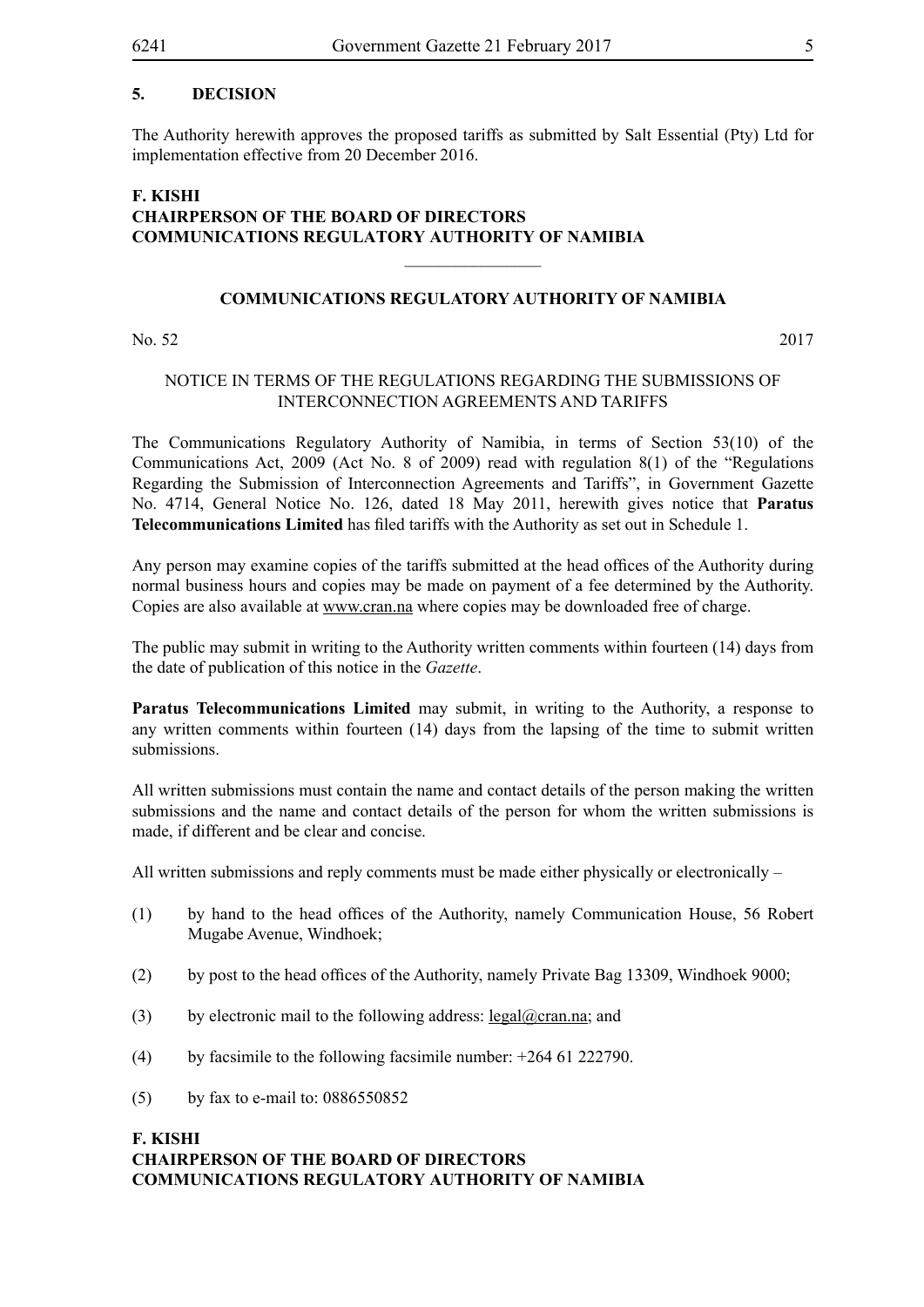**5. DECISION**

The Authority herewith approves the proposed tariffs as submitted by Salt Essential (Pty) Ltd for implementation effective from 20 December 2016.

**F. KISHI**
**CHAIRPERSON OF THE BOARD OF DIRECTORS**
**COMMUNICATIONS REGULATORY AUTHORITY OF NAMIBIA**

________________

**COMMUNICATIONS REGULATORY AUTHORITY OF NAMIBIA**

No. 52 2017

NOTICE IN TERMS OF THE REGULATIONS REGARDING THE SUBMISSIONS OF INTERCONNECTION AGREEMENTS AND TARIFFS

The Communications Regulatory Authority of Namibia, in terms of Section 53(10) of the Communications Act, 2009 (Act No. 8 of 2009) read with regulation 8(1) of the "Regulations Regarding the Submission of Interconnection Agreements and Tariffs", in Government Gazette No. 4714, General Notice No. 126, dated 18 May 2011, herewith gives notice that **Paratus Telecommunications Limited** has filed tariffs with the Authority as set out in Schedule 1.

Any person may examine copies of the tariffs submitted at the head offices of the Authority during normal business hours and copies may be made on payment of a fee determined by the Authority. Copies are also available at www.cran.na where copies may be downloaded free of charge.

The public may submit in writing to the Authority written comments within fourteen (14) days from the date of publication of this notice in the *Gazette*.

**Paratus Telecommunications Limited** may submit, in writing to the Authority, a response to any written comments within fourteen (14) days from the lapsing of the time to submit written submissions.

All written submissions must contain the name and contact details of the person making the written submissions and the name and contact details of the person for whom the written submissions is made, if different and be clear and concise.

All written submissions and reply comments must be made either physically or electronically –

(1) by hand to the head offices of the Authority, namely Communication House, 56 Robert Mugabe Avenue, Windhoek;

(2) by post to the head offices of the Authority, namely Private Bag 13309, Windhoek 9000;

(3) by electronic mail to the following address: legal@cran.na; and

(4) by facsimile to the following facsimile number: +264 61 222790.

(5) by fax to e-mail to: 0886550852

**F. KISHI**
**CHAIRPERSON OF THE BOARD OF DIRECTORS**
**COMMUNICATIONS REGULATORY AUTHORITY OF NAMIBIA**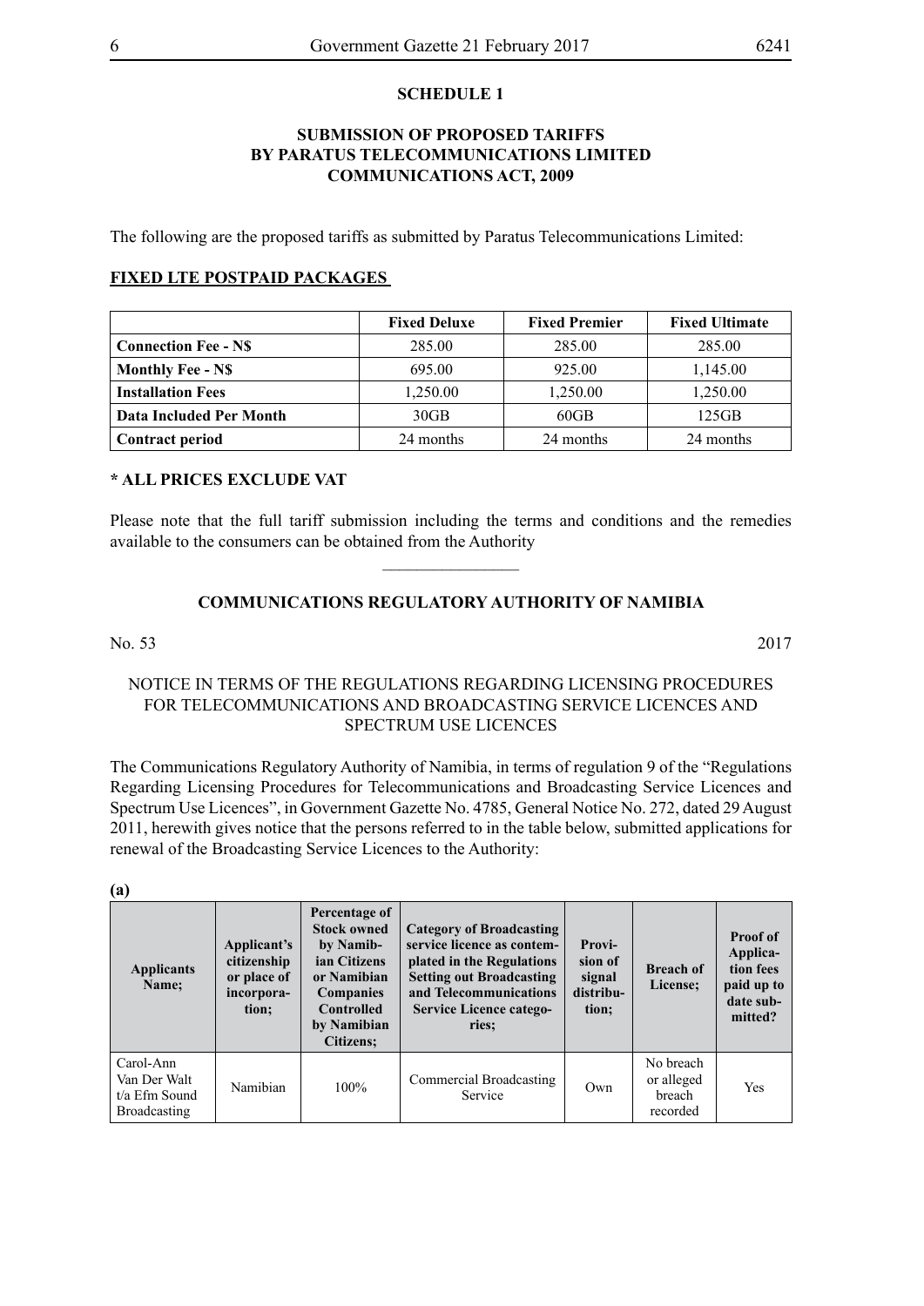## SCHEDULE 1

### SUBMISSION OF PROPOSED TARIFFS BY PARATUS TELECOMMUNICATIONS LIMITED COMMUNICATIONS ACT, 2009

The following are the proposed tariffs as submitted by Paratus Telecommunications Limited:

**FIXED LTE POSTPAID PACKAGES**

| | Fixed Deluxe | Fixed Premier | Fixed Ultimate |
|---|---|---|---|
| **Connection Fee - N$** | 285.00 | 285.00 | 285.00 |
| **Monthly Fee - N$** | 695.00 | 925.00 | 1,145.00 |
| **Installation Fees** | 1,250.00 | 1,250.00 | 1,250.00 |
| **Data Included Per Month** | 30GB | 60GB | 125GB |
| **Contract period** | 24 months | 24 months | 24 months |

**\* ALL PRICES EXCLUDE VAT**

Please note that the full tariff submission including the terms and conditions and the remedies available to the consumers can be obtained from the Authority

________________

## COMMUNICATIONS REGULATORY AUTHORITY OF NAMIBIA

No. 53 2017

### NOTICE IN TERMS OF THE REGULATIONS REGARDING LICENSING PROCEDURES FOR TELECOMMUNICATIONS AND BROADCASTING SERVICE LICENCES AND SPECTRUM USE LICENCES

The Communications Regulatory Authority of Namibia, in terms of regulation 9 of the "Regulations Regarding Licensing Procedures for Telecommunications and Broadcasting Service Licences and Spectrum Use Licences", in Government Gazette No. 4785, General Notice No. 272, dated 29 August 2011, herewith gives notice that the persons referred to in the table below, submitted applications for renewal of the Broadcasting Service Licences to the Authority:

**(a)**

| Applicants Name; | Applicant's citizenship or place of incorporation; | Percentage of Stock owned by Namibian Citizens or Namibian Companies Controlled by Namibian Citizens; | Category of Broadcasting service licence as contemplated in the Regulations Setting out Broadcasting and Telecommunications Service Licence categories; | Provision of signal distribution; | Breach of License; | Proof of Application fees paid up to date submitted? |
|---|---|---|---|---|---|---|
| Carol-Ann Van Der Walt t/a Efm Sound Broadcasting | Namibian | 100% | Commercial Broadcasting Service | Own | No breach or alleged breach recorded | Yes |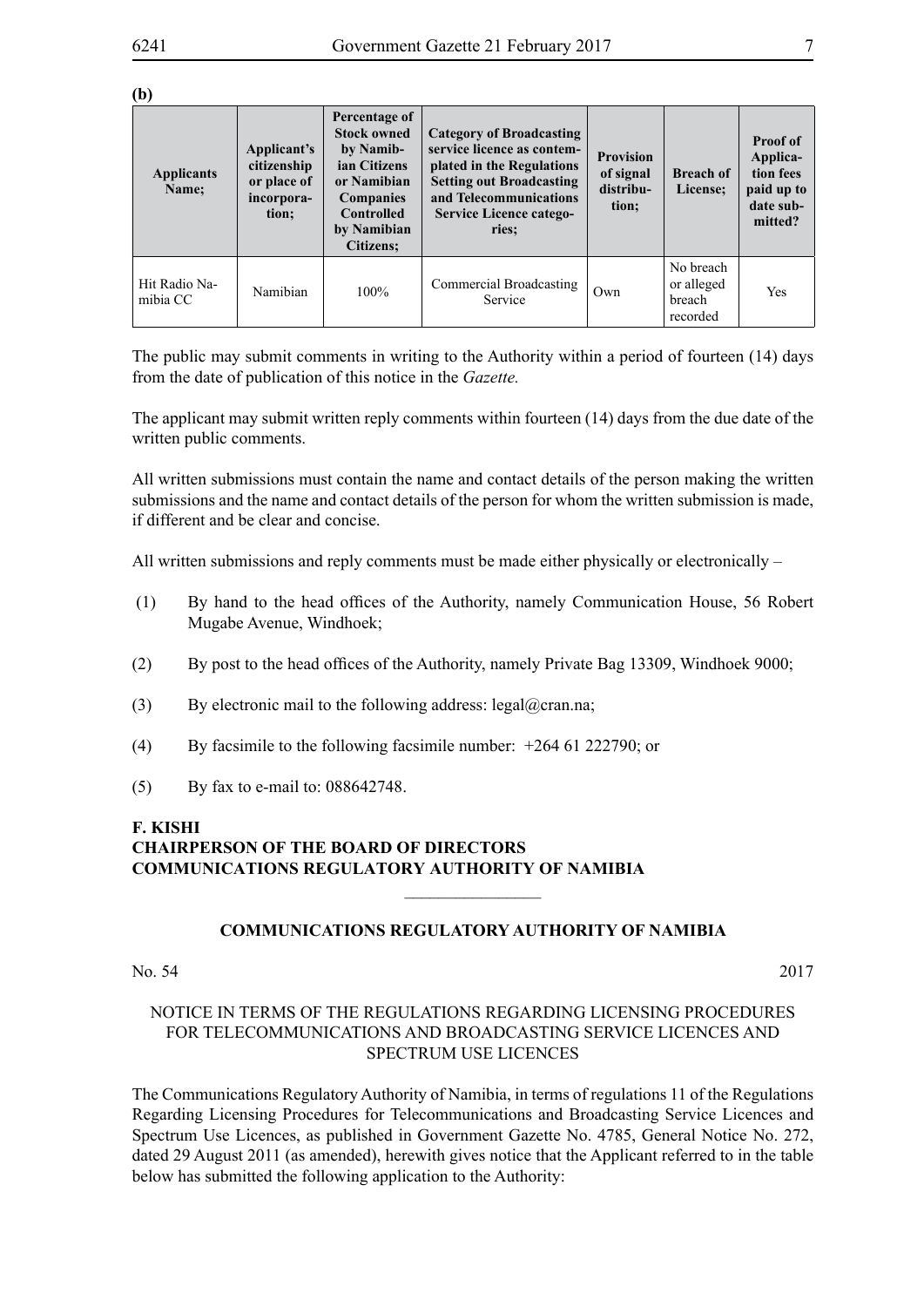**(b)**

| Applicants Name; | Applicant's citizenship or place of incorporation; | Percentage of Stock owned by Namibian Citizens or Namibian Companies Controlled by Namibian Citizens; | Category of Broadcasting service licence as contemplated in the Regulations Setting out Broadcasting and Telecommunications Service Licence categories; | Provision of signal distribution; | Breach of License; | Proof of Application fees paid up to date submitted? |
|---|---|---|---|---|---|---|
| Hit Radio Namibia CC | Namibian | 100% | Commercial Broadcasting Service | Own | No breach or alleged breach recorded | Yes |

The public may submit comments in writing to the Authority within a period of fourteen (14) days from the date of publication of this notice in the *Gazette.*

The applicant may submit written reply comments within fourteen (14) days from the due date of the written public comments.

All written submissions must contain the name and contact details of the person making the written submissions and the name and contact details of the person for whom the written submission is made, if different and be clear and concise.

All written submissions and reply comments must be made either physically or electronically –

(1) By hand to the head offices of the Authority, namely Communication House, 56 Robert Mugabe Avenue, Windhoek;

(2) By post to the head offices of the Authority, namely Private Bag 13309, Windhoek 9000;

(3) By electronic mail to the following address: legal@cran.na;

(4) By facsimile to the following facsimile number: +264 61 222790; or

(5) By fax to e-mail to: 088642748.

**F. KISHI**
**CHAIRPERSON OF THE BOARD OF DIRECTORS**
**COMMUNICATIONS REGULATORY AUTHORITY OF NAMIBIA**

---

## COMMUNICATIONS REGULATORY AUTHORITY OF NAMIBIA

No. 54 2017

NOTICE IN TERMS OF THE REGULATIONS REGARDING LICENSING PROCEDURES FOR TELECOMMUNICATIONS AND BROADCASTING SERVICE LICENCES AND SPECTRUM USE LICENCES

The Communications Regulatory Authority of Namibia, in terms of regulations 11 of the Regulations Regarding Licensing Procedures for Telecommunications and Broadcasting Service Licences and Spectrum Use Licences, as published in Government Gazette No. 4785, General Notice No. 272, dated 29 August 2011 (as amended), herewith gives notice that the Applicant referred to in the table below has submitted the following application to the Authority: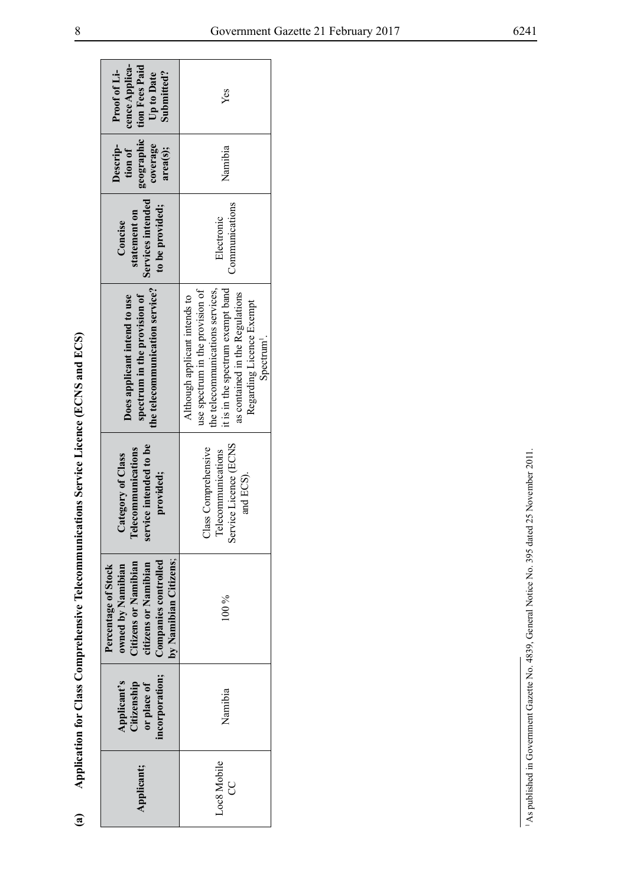## (a) Application for Class Comprehensive Telecommunications Service Licence (ECNS and ECS)

| Applicant; | Applicant's Citizenship or place of incorporation; | Percentage of Stock owned by Namibian Citizens or Namibian citizens or Namibian Companies controlled by Namibian Citizens; | Category of Class Telecommunications service intended to be provided; | Does applicant intend to use spectrum in the provision of the telecommunication service? | Concise statement on Services intended to be provided; | Description of geographic coverage area(s); | Proof of Licence Application Fees Paid Up to Date Submitted? |
|---|---|---|---|---|---|---|---|
| Loc8 Mobile CC | Namibia | 100 % | Class Comprehensive Telecommunications Service Licence (ECNS and ECS). | Although applicant intends to use spectrum in the provision of the telecommunications services, it is in the spectrum exempt band as contained in the Regulations Regarding Licence Exempt Spectrum[1]. | Electronic Communications | Namibia | Yes |

[1] As published in Government Gazette No. 4839, General Notice No. 395 dated 25 November 2011.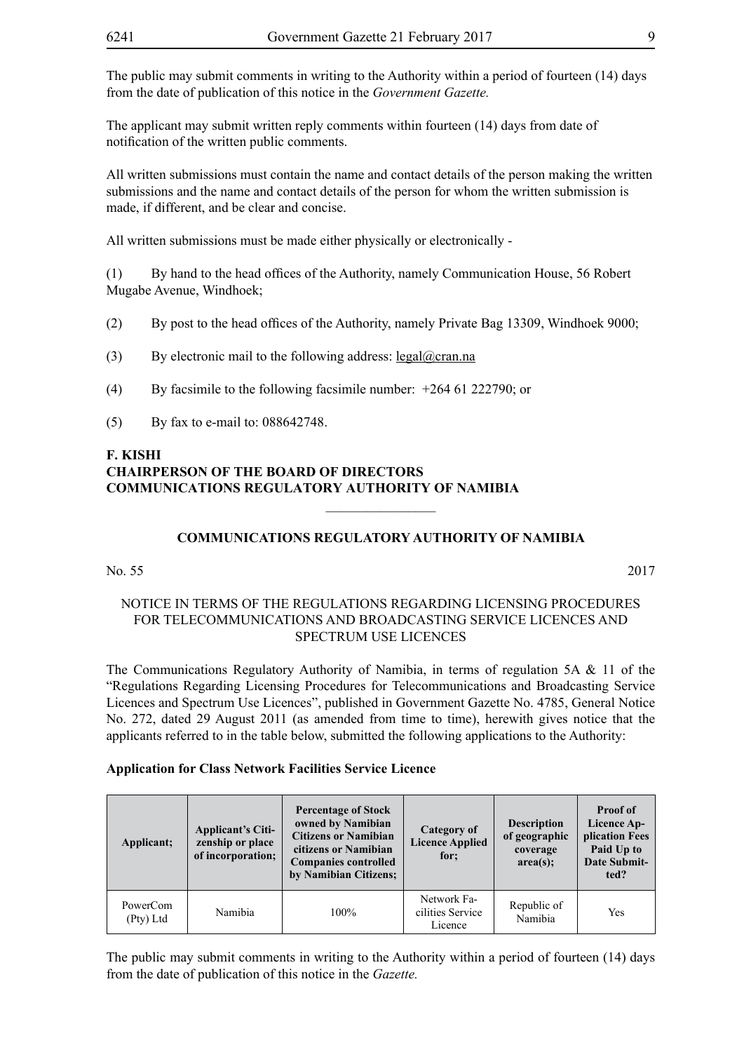The public may submit comments in writing to the Authority within a period of fourteen (14) days from the date of publication of this notice in the *Government Gazette.*

The applicant may submit written reply comments within fourteen (14) days from date of notification of the written public comments.

All written submissions must contain the name and contact details of the person making the written submissions and the name and contact details of the person for whom the written submission is made, if different, and be clear and concise.

All written submissions must be made either physically or electronically -

(1) By hand to the head offices of the Authority, namely Communication House, 56 Robert Mugabe Avenue, Windhoek;

(2) By post to the head offices of the Authority, namely Private Bag 13309, Windhoek 9000;

(3) By electronic mail to the following address: legal@cran.na

(4) By facsimile to the following facsimile number: +264 61 222790; or

(5) By fax to e-mail to: 088642748.

**F. KISHI**
**CHAIRPERSON OF THE BOARD OF DIRECTORS**
**COMMUNICATIONS REGULATORY AUTHORITY OF NAMIBIA**

---

## COMMUNICATIONS REGULATORY AUTHORITY OF NAMIBIA

No. 55 2017

NOTICE IN TERMS OF THE REGULATIONS REGARDING LICENSING PROCEDURES FOR TELECOMMUNICATIONS AND BROADCASTING SERVICE LICENCES AND SPECTRUM USE LICENCES

The Communications Regulatory Authority of Namibia, in terms of regulation 5A & 11 of the "Regulations Regarding Licensing Procedures for Telecommunications and Broadcasting Service Licences and Spectrum Use Licences", published in Government Gazette No. 4785, General Notice No. 272, dated 29 August 2011 (as amended from time to time), herewith gives notice that the applicants referred to in the table below, submitted the following applications to the Authority:

**Application for Class Network Facilities Service Licence**

| Applicant; | Applicant's Citizenship or place of incorporation; | Percentage of Stock owned by Namibian Citizens or Namibian citizens or Namibian Companies controlled by Namibian Citizens; | Category of Licence Applied for; | Description of geographic coverage area(s); | Proof of Licence Application Fees Paid Up to Date Submitted? |
|---|---|---|---|---|---|
| PowerCom (Pty) Ltd | Namibia | 100% | Network Facilities Service Licence | Republic of Namibia | Yes |

The public may submit comments in writing to the Authority within a period of fourteen (14) days from the date of publication of this notice in the *Gazette.*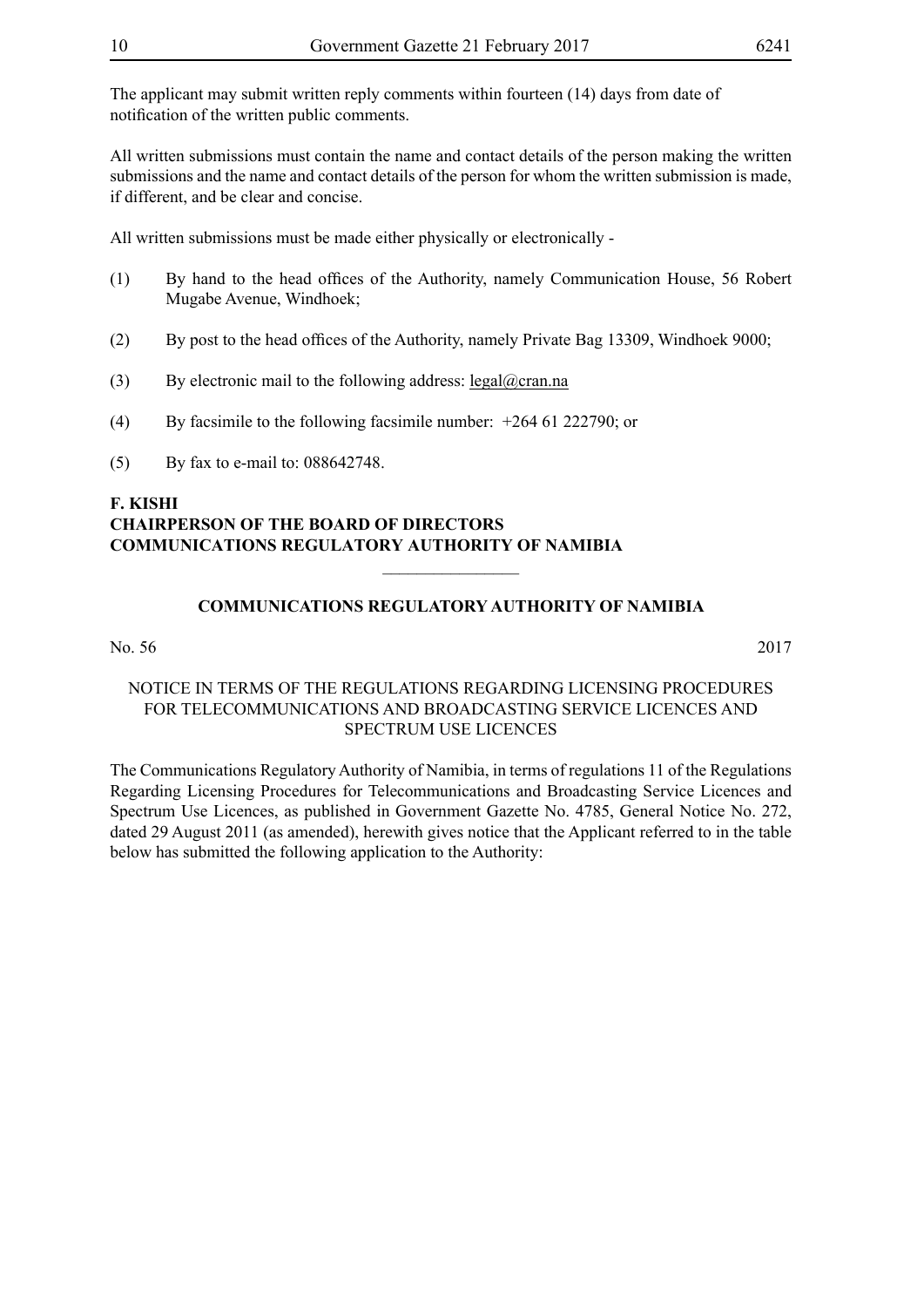The applicant may submit written reply comments within fourteen (14) days from date of notification of the written public comments.

All written submissions must contain the name and contact details of the person making the written submissions and the name and contact details of the person for whom the written submission is made, if different, and be clear and concise.

All written submissions must be made either physically or electronically -

(1) By hand to the head offices of the Authority, namely Communication House, 56 Robert Mugabe Avenue, Windhoek;

(2) By post to the head offices of the Authority, namely Private Bag 13309, Windhoek 9000;

(3) By electronic mail to the following address: legal@cran.na

(4) By facsimile to the following facsimile number: +264 61 222790; or

(5) By fax to e-mail to: 088642748.

**F. KISHI**
**CHAIRPERSON OF THE BOARD OF DIRECTORS**
**COMMUNICATIONS REGULATORY AUTHORITY OF NAMIBIA**

---

## COMMUNICATIONS REGULATORY AUTHORITY OF NAMIBIA

No. 56 2017

NOTICE IN TERMS OF THE REGULATIONS REGARDING LICENSING PROCEDURES FOR TELECOMMUNICATIONS AND BROADCASTING SERVICE LICENCES AND SPECTRUM USE LICENCES

The Communications Regulatory Authority of Namibia, in terms of regulations 11 of the Regulations Regarding Licensing Procedures for Telecommunications and Broadcasting Service Licences and Spectrum Use Licences, as published in Government Gazette No. 4785, General Notice No. 272, dated 29 August 2011 (as amended), herewith gives notice that the Applicant referred to in the table below has submitted the following application to the Authority: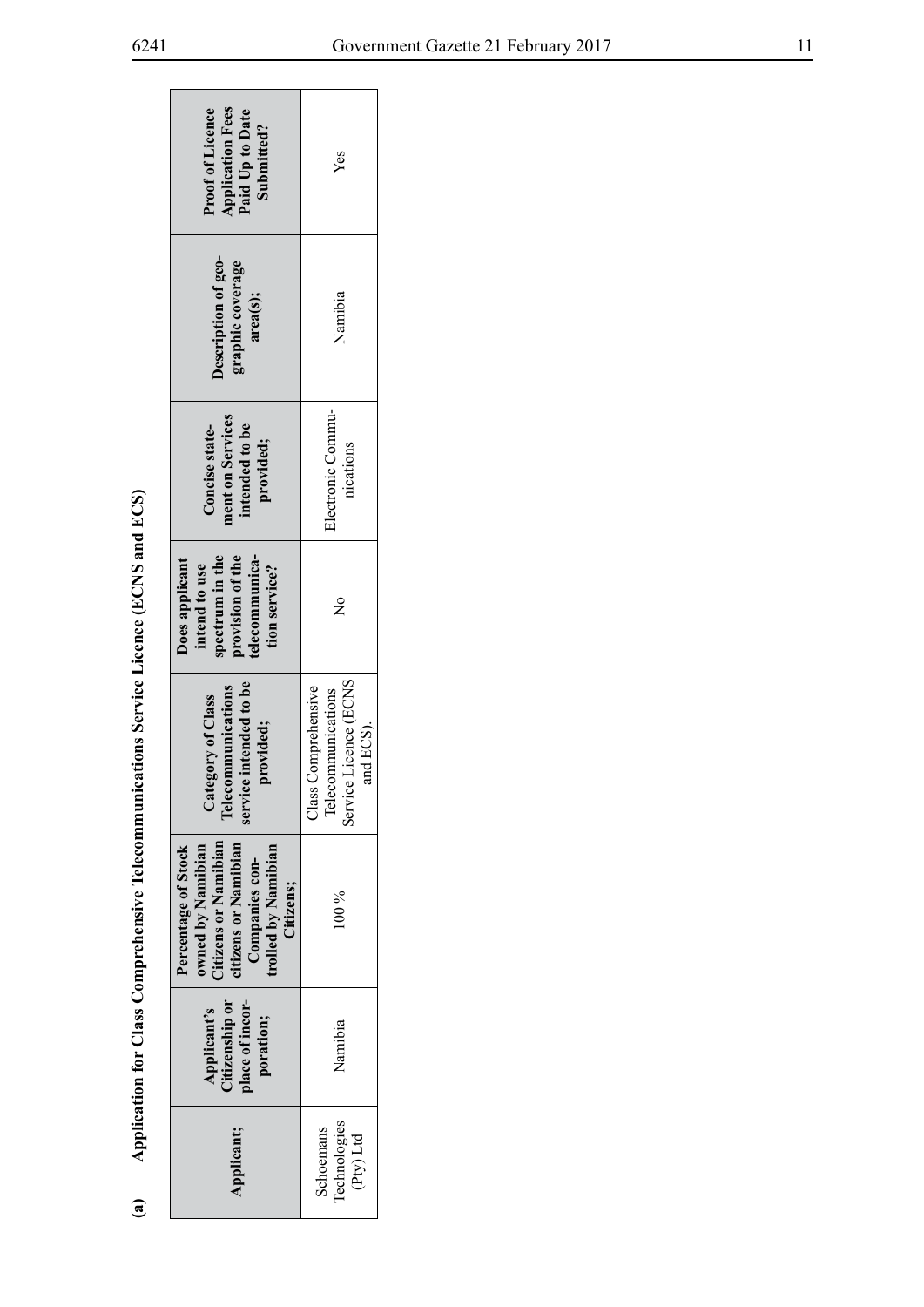**(a) Application for Class Comprehensive Telecommunications Service Licence (ECNS and ECS)**

| Applicant; | Applicant's Citizenship or place of incorporation; | Percentage of Stock owned by Namibian Citizens or Namibian citizens or Namibian Companies controlled by Namibian Citizens; | Category of Class Telecommunications service intended to be provided; | Does applicant intend to use spectrum in the provision of the telecommunication service? | Concise statement on Services intended to be provided; | Description of geographic coverage area(s); | Proof of Licence Application Fees Paid Up to Date Submitted? |
|---|---|---|---|---|---|---|---|
| Schoemans Technologies (Pty) Ltd | Namibia | 100 % | Class Comprehensive Telecommunications Service Licence (ECNS and ECS). | No | Electronic Communications | Namibia | Yes |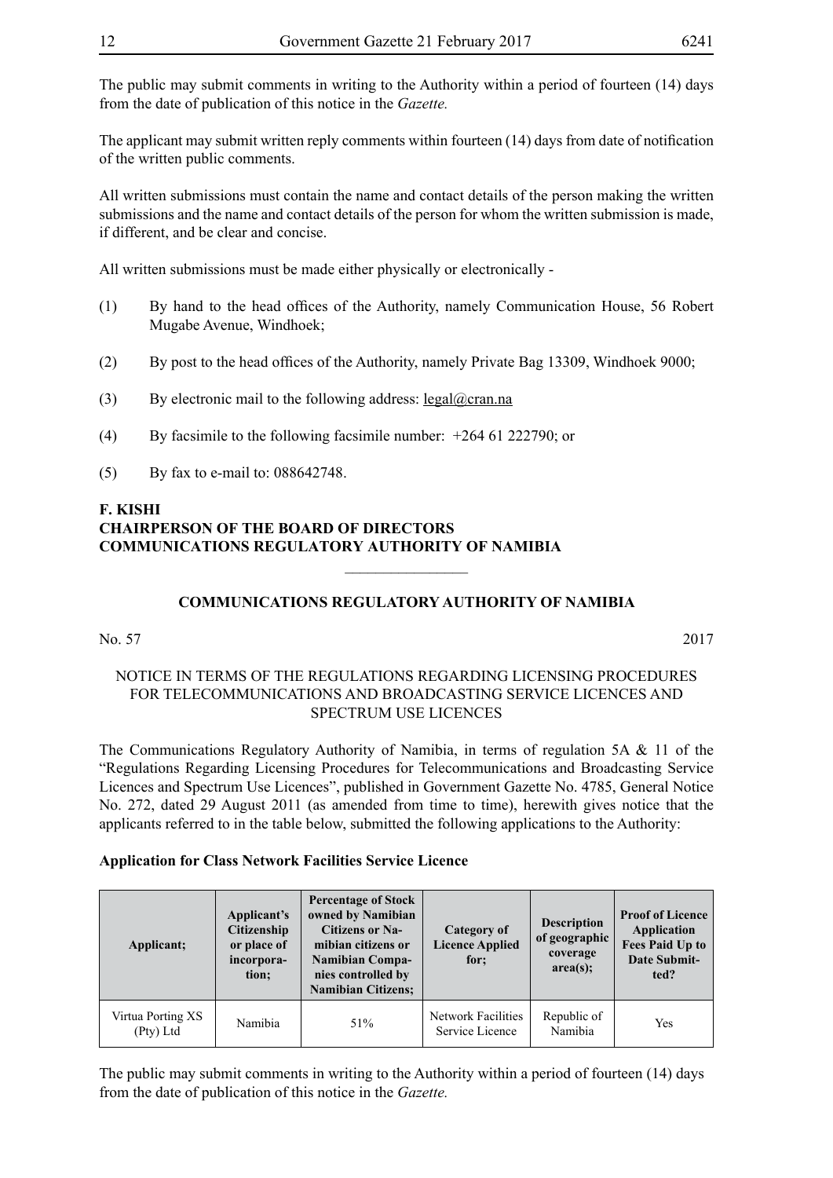The public may submit comments in writing to the Authority within a period of fourteen (14) days from the date of publication of this notice in the *Gazette.*

The applicant may submit written reply comments within fourteen (14) days from date of notification of the written public comments.

All written submissions must contain the name and contact details of the person making the written submissions and the name and contact details of the person for whom the written submission is made, if different, and be clear and concise.

All written submissions must be made either physically or electronically -

(1) By hand to the head offices of the Authority, namely Communication House, 56 Robert Mugabe Avenue, Windhoek;

(2) By post to the head offices of the Authority, namely Private Bag 13309, Windhoek 9000;

(3) By electronic mail to the following address: legal@cran.na

(4) By facsimile to the following facsimile number: +264 61 222790; or

(5) By fax to e-mail to: 088642748.

**F. KISHI**
**CHAIRPERSON OF THE BOARD OF DIRECTORS**
**COMMUNICATIONS REGULATORY AUTHORITY OF NAMIBIA**

---

## COMMUNICATIONS REGULATORY AUTHORITY OF NAMIBIA

No. 57 2017

NOTICE IN TERMS OF THE REGULATIONS REGARDING LICENSING PROCEDURES FOR TELECOMMUNICATIONS AND BROADCASTING SERVICE LICENCES AND SPECTRUM USE LICENCES

The Communications Regulatory Authority of Namibia, in terms of regulation 5A & 11 of the "Regulations Regarding Licensing Procedures for Telecommunications and Broadcasting Service Licences and Spectrum Use Licences", published in Government Gazette No. 4785, General Notice No. 272, dated 29 August 2011 (as amended from time to time), herewith gives notice that the applicants referred to in the table below, submitted the following applications to the Authority:

**Application for Class Network Facilities Service Licence**

| Applicant; | Applicant's Citizenship or place of incorporation; | Percentage of Stock owned by Namibian Citizens or Namibian citizens or Namibian Companies controlled by Namibian Citizens; | Category of Licence Applied for; | Description of geographic coverage area(s); | Proof of Licence Application Fees Paid Up to Date Submitted? |
|---|---|---|---|---|---|
| Virtua Porting XS (Pty) Ltd | Namibia | 51% | Network Facilities Service Licence | Republic of Namibia | Yes |

The public may submit comments in writing to the Authority within a period of fourteen (14) days from the date of publication of this notice in the *Gazette.*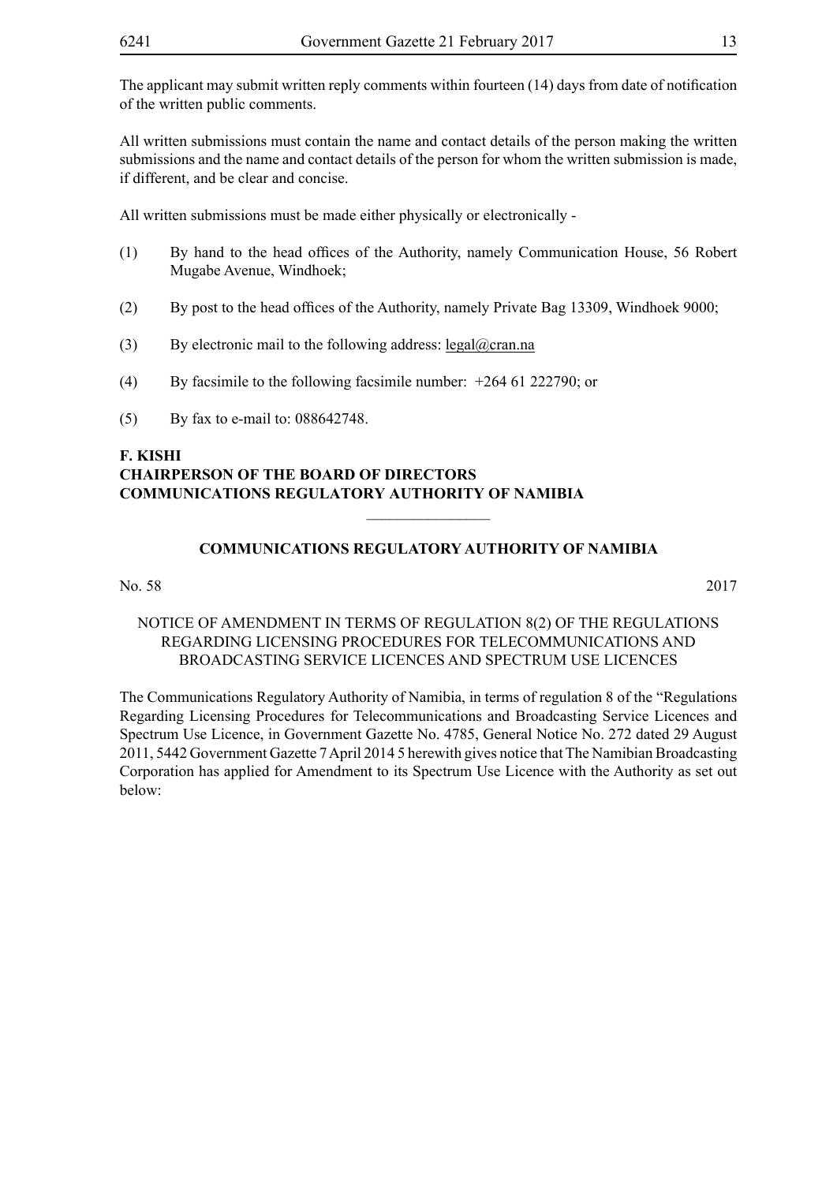The applicant may submit written reply comments within fourteen (14) days from date of notification of the written public comments.

All written submissions must contain the name and contact details of the person making the written submissions and the name and contact details of the person for whom the written submission is made, if different, and be clear and concise.

All written submissions must be made either physically or electronically -

(1) By hand to the head offices of the Authority, namely Communication House, 56 Robert Mugabe Avenue, Windhoek;

(2) By post to the head offices of the Authority, namely Private Bag 13309, Windhoek 9000;

(3) By electronic mail to the following address: legal@cran.na

(4) By facsimile to the following facsimile number: +264 61 222790; or

(5) By fax to e-mail to: 088642748.

**F. KISHI**
**CHAIRPERSON OF THE BOARD OF DIRECTORS**
**COMMUNICATIONS REGULATORY AUTHORITY OF NAMIBIA**

________________

**COMMUNICATIONS REGULATORY AUTHORITY OF NAMIBIA**

No. 58 2017

NOTICE OF AMENDMENT IN TERMS OF REGULATION 8(2) OF THE REGULATIONS REGARDING LICENSING PROCEDURES FOR TELECOMMUNICATIONS AND BROADCASTING SERVICE LICENCES AND SPECTRUM USE LICENCES

The Communications Regulatory Authority of Namibia, in terms of regulation 8 of the "Regulations Regarding Licensing Procedures for Telecommunications and Broadcasting Service Licences and Spectrum Use Licence, in Government Gazette No. 4785, General Notice No. 272 dated 29 August 2011, 5442 Government Gazette 7 April 2014 5 herewith gives notice that The Namibian Broadcasting Corporation has applied for Amendment to its Spectrum Use Licence with the Authority as set out below: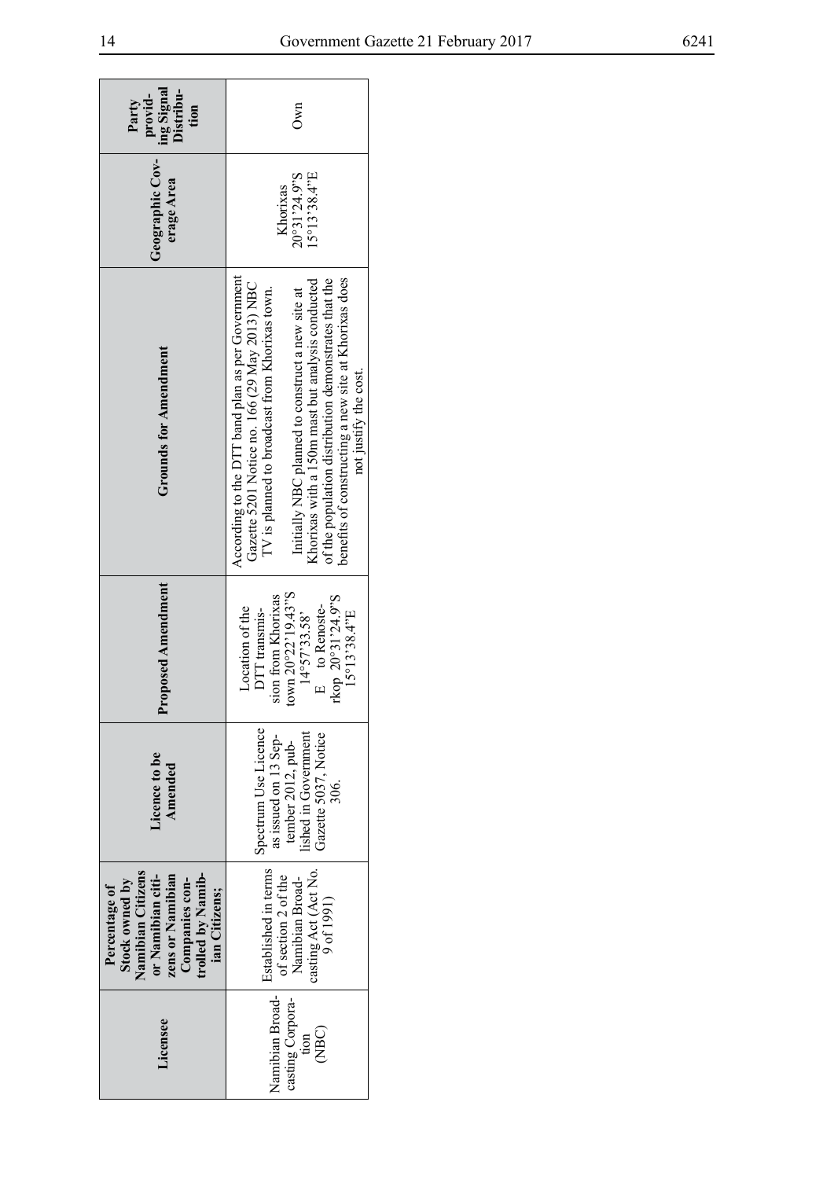| Licensee | Percentage of Stock owned by Namibian Citizens or Namibian citizens or Namibian Companies controlled by Namibian Citizens; | Licence to be Amended | Proposed Amendment | Grounds for Amendment | Geographic Coverage Area | Party providing Signal Distribution |
|---|---|---|---|---|---|---|
| Namibian Broadcasting Corporation (NBC) | Established in terms of section 2 of the Namibian Broadcasting Act (Act No. 9 of 1991) | Spectrum Use Licence as issued on 13 September 2012, published in Government Gazette 5037, Notice 306. | Location of the DTT transmission from Khorixas town 20°22'19.43"S 14°57'33.58' E to Renosterkop 20°31'24.9"S 15°13'38.4"E | According to the DTT band plan as per Government Gazette 5201 Notice no. 166 (29 May 2013) NBC TV is planned to broadcast from Khorixas town.<br><br>Initially NBC planned to construct a new site at Khorixas with a 150m mast but analysis conducted of the population distribution demonstrates that the benefits of constructing a new site at Khorixas does not justify the cost. | Khorixas 20°31'24.9"S 15°13'38.4"E | Own |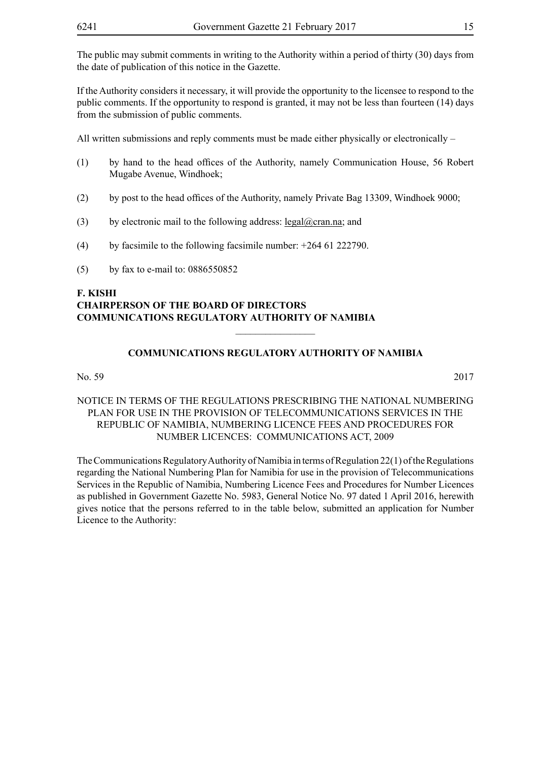The public may submit comments in writing to the Authority within a period of thirty (30) days from the date of publication of this notice in the Gazette.

If the Authority considers it necessary, it will provide the opportunity to the licensee to respond to the public comments. If the opportunity to respond is granted, it may not be less than fourteen (14) days from the submission of public comments.

All written submissions and reply comments must be made either physically or electronically –

(1) by hand to the head offices of the Authority, namely Communication House, 56 Robert Mugabe Avenue, Windhoek;

(2) by post to the head offices of the Authority, namely Private Bag 13309, Windhoek 9000;

(3) by electronic mail to the following address: legal@cran.na; and

(4) by facsimile to the following facsimile number: +264 61 222790.

(5) by fax to e-mail to: 0886550852

**F. KISHI**
**CHAIRPERSON OF THE BOARD OF DIRECTORS**
**COMMUNICATIONS REGULATORY AUTHORITY OF NAMIBIA**

________________

**COMMUNICATIONS REGULATORY AUTHORITY OF NAMIBIA**

No. 59 2017

NOTICE IN TERMS OF THE REGULATIONS PRESCRIBING THE NATIONAL NUMBERING PLAN FOR USE IN THE PROVISION OF TELECOMMUNICATIONS SERVICES IN THE REPUBLIC OF NAMIBIA, NUMBERING LICENCE FEES AND PROCEDURES FOR NUMBER LICENCES: COMMUNICATIONS ACT, 2009

The Communications Regulatory Authority of Namibia in terms of Regulation 22(1) of the Regulations regarding the National Numbering Plan for Namibia for use in the provision of Telecommunications Services in the Republic of Namibia, Numbering Licence Fees and Procedures for Number Licences as published in Government Gazette No. 5983, General Notice No. 97 dated 1 April 2016, herewith gives notice that the persons referred to in the table below, submitted an application for Number Licence to the Authority: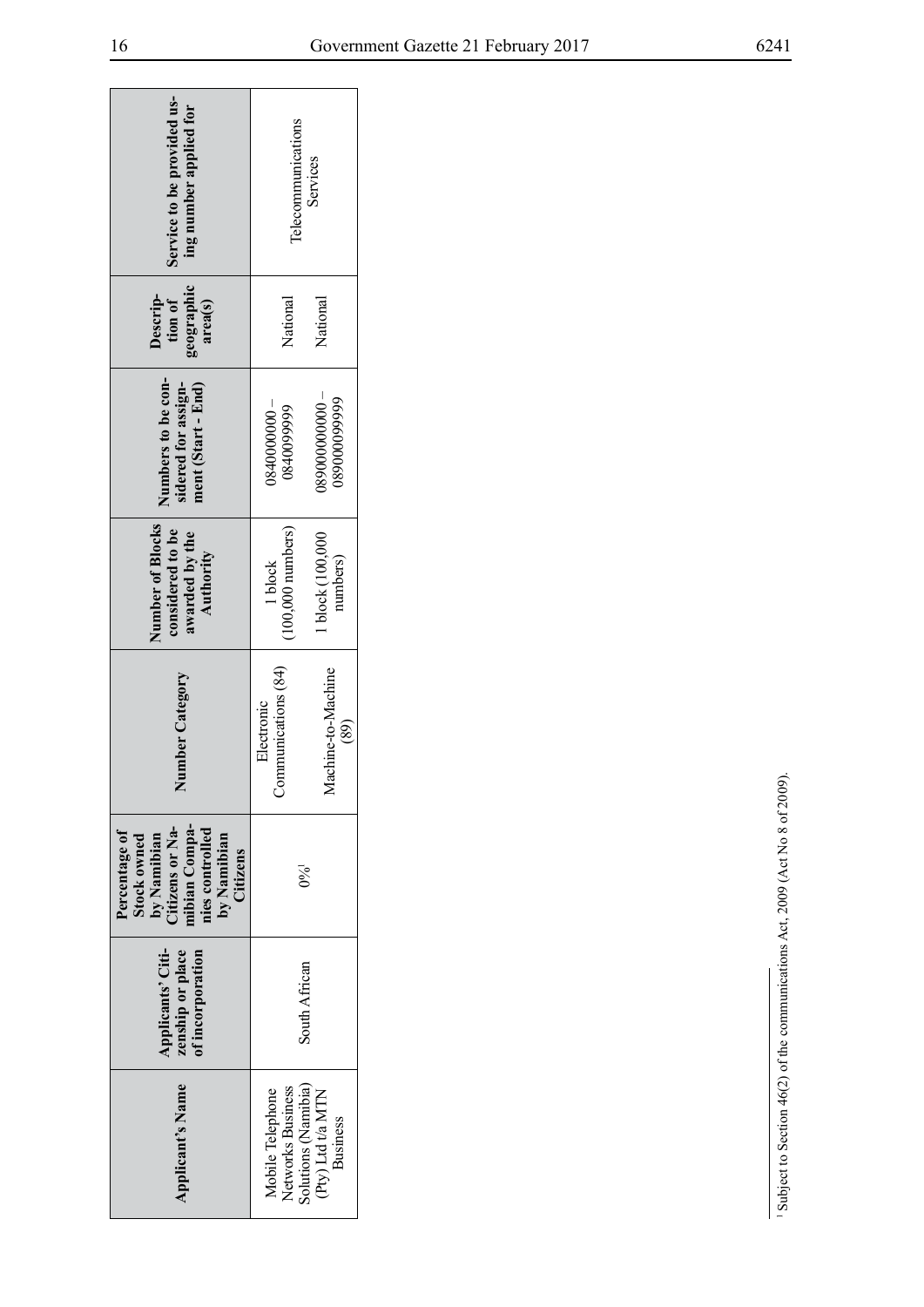| Applicant's Name | Applicants' Citizenship or place of incorporation | Percentage of Stock owned by Namibian Citizens or Namibian Companies controlled by Namibian Citizens | Number Category | Number of Blocks considered to be awarded by the Authority | Numbers to be considered for assignment (Start - End) | Description of geographic area(s) | Service to be provided using number applied for |
|---|---|---|---|---|---|---|---|
| Mobile Telephone Networks Business Solutions (Namibia) (Pty) Ltd t/a MTN Business | South African | 0%[1] | Electronic Communications (84) | 1 block (100,000 numbers) | 0840000000 – 0840099999 | National | Telecommunications Services |
| | | | Machine-to-Machine (89) | 1 block (100,000 numbers) | 089000000000 – 089000099999 | National | |

[1] Subject to Section 46(2) of the communications Act, 2009 (Act No 8 of 2009).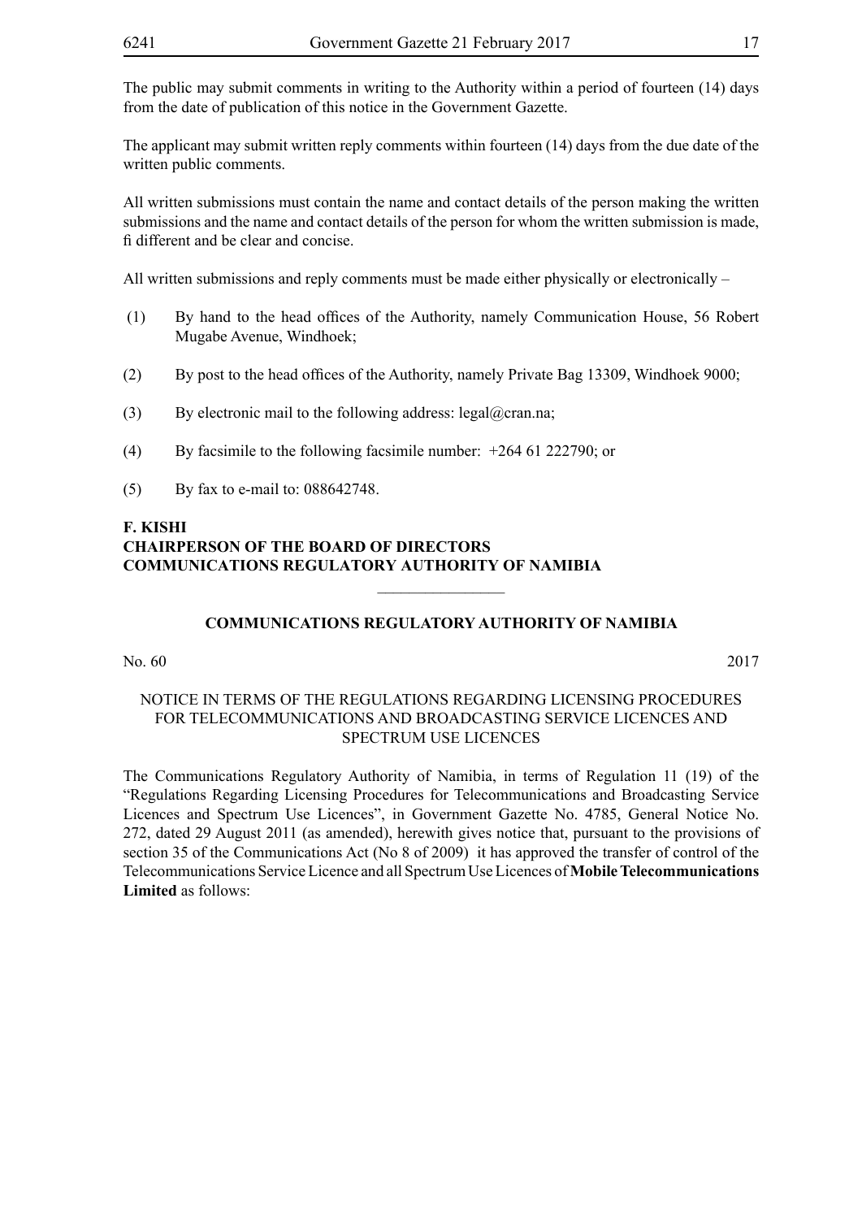The public may submit comments in writing to the Authority within a period of fourteen (14) days from the date of publication of this notice in the Government Gazette.

The applicant may submit written reply comments within fourteen (14) days from the due date of the written public comments.

All written submissions must contain the name and contact details of the person making the written submissions and the name and contact details of the person for whom the written submission is made, fi different and be clear and concise.

All written submissions and reply comments must be made either physically or electronically –

(1) By hand to the head offices of the Authority, namely Communication House, 56 Robert Mugabe Avenue, Windhoek;

(2) By post to the head offices of the Authority, namely Private Bag 13309, Windhoek 9000;

(3) By electronic mail to the following address: legal@cran.na;

(4) By facsimile to the following facsimile number: +264 61 222790; or

(5) By fax to e-mail to: 088642748.

**F. KISHI**
**CHAIRPERSON OF THE BOARD OF DIRECTORS**
**COMMUNICATIONS REGULATORY AUTHORITY OF NAMIBIA**

---

## COMMUNICATIONS REGULATORY AUTHORITY OF NAMIBIA

No. 60 2017

### NOTICE IN TERMS OF THE REGULATIONS REGARDING LICENSING PROCEDURES FOR TELECOMMUNICATIONS AND BROADCASTING SERVICE LICENCES AND SPECTRUM USE LICENCES

The Communications Regulatory Authority of Namibia, in terms of Regulation 11 (19) of the "Regulations Regarding Licensing Procedures for Telecommunications and Broadcasting Service Licences and Spectrum Use Licences", in Government Gazette No. 4785, General Notice No. 272, dated 29 August 2011 (as amended), herewith gives notice that, pursuant to the provisions of section 35 of the Communications Act (No 8 of 2009) it has approved the transfer of control of the Telecommunications Service Licence and all Spectrum Use Licences of **Mobile Telecommunications Limited** as follows: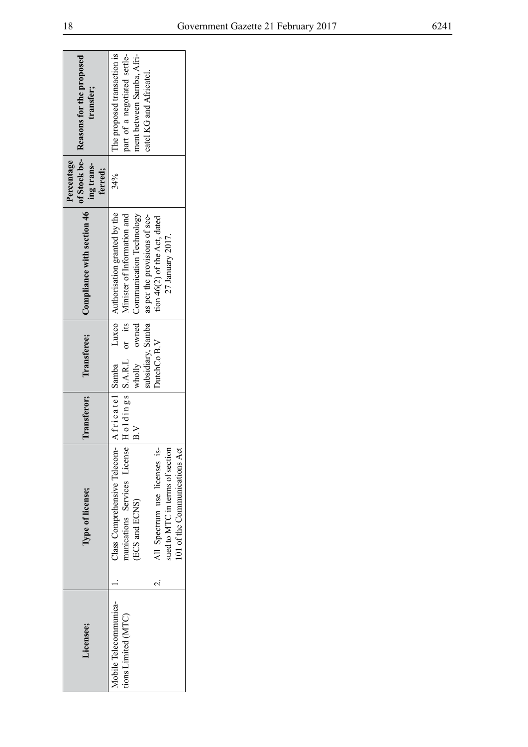| Licensee; | Type of license; | Transferor; | Transferee; | Compliance with section 46 | Percentage of Stock being transferred; | Reasons for the proposed transfer; |
|---|---|---|---|---|---|---|
| Mobile Telecommunications Limited (MTC) | 1. Class Comprehensive Telecommunications Services License (ECS and ECNS)<br>2. All Spectrum use licenses issued to MTC in terms of section 101 of the Communications Act | Africatel Holdings B.V | Samba Luxco S.A.R.L or its wholly owned subsidiary, Samba DutchCo B.V | Authorisation granted by the Minister of Information and Communication Technology as per the provisions of section 46(2) of the Act, dated 27 January 2017. | 34% | The proposed transaction is part of a negotiated settlement between Samba, Africatel KG and Africatel. |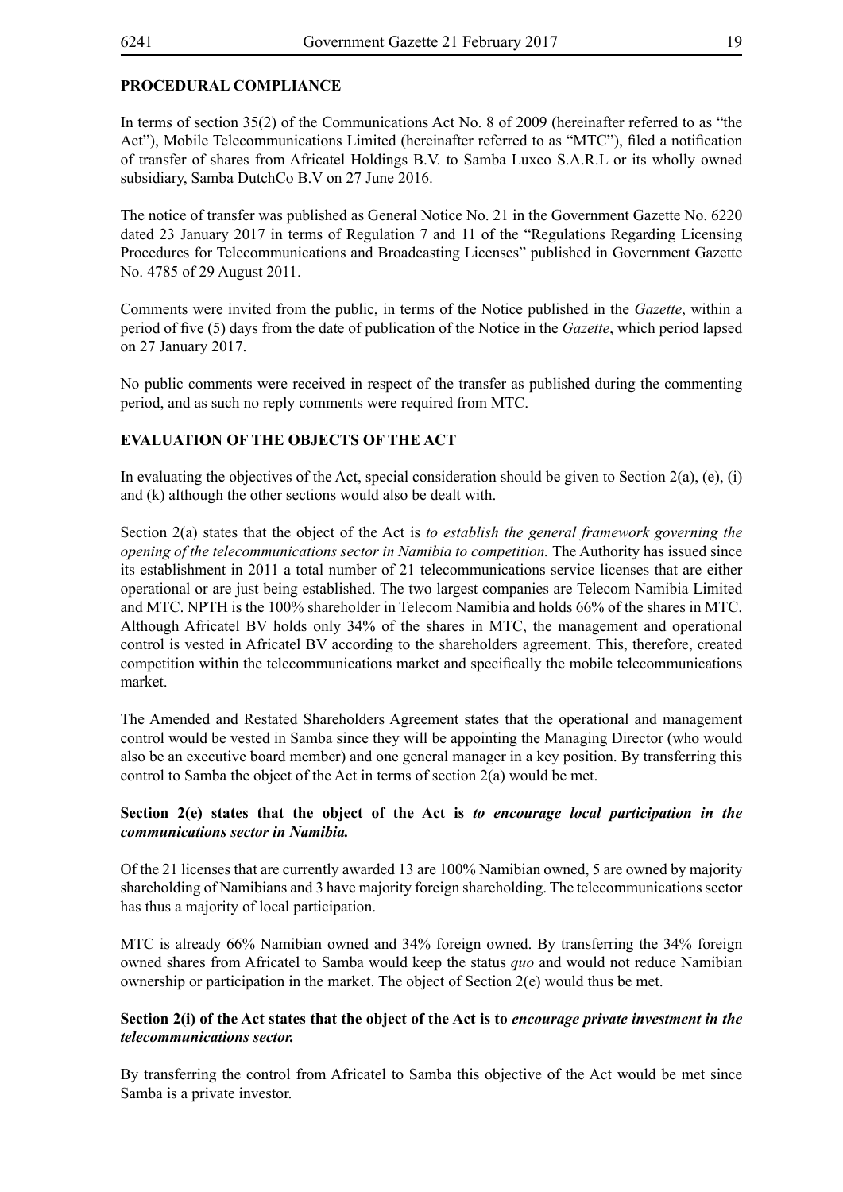**PROCEDURAL COMPLIANCE**

In terms of section 35(2) of the Communications Act No. 8 of 2009 (hereinafter referred to as "the Act"), Mobile Telecommunications Limited (hereinafter referred to as "MTC"), filed a notification of transfer of shares from Africatel Holdings B.V. to Samba Luxco S.A.R.L or its wholly owned subsidiary, Samba DutchCo B.V on 27 June 2016.

The notice of transfer was published as General Notice No. 21 in the Government Gazette No. 6220 dated 23 January 2017 in terms of Regulation 7 and 11 of the "Regulations Regarding Licensing Procedures for Telecommunications and Broadcasting Licenses" published in Government Gazette No. 4785 of 29 August 2011.

Comments were invited from the public, in terms of the Notice published in the *Gazette*, within a period of five (5) days from the date of publication of the Notice in the *Gazette*, which period lapsed on 27 January 2017.

No public comments were received in respect of the transfer as published during the commenting period, and as such no reply comments were required from MTC.

**EVALUATION OF THE OBJECTS OF THE ACT**

In evaluating the objectives of the Act, special consideration should be given to Section 2(a), (e), (i) and (k) although the other sections would also be dealt with.

Section 2(a) states that the object of the Act is *to establish the general framework governing the opening of the telecommunications sector in Namibia to competition.* The Authority has issued since its establishment in 2011 a total number of 21 telecommunications service licenses that are either operational or are just being established. The two largest companies are Telecom Namibia Limited and MTC. NPTH is the 100% shareholder in Telecom Namibia and holds 66% of the shares in MTC. Although Africatel BV holds only 34% of the shares in MTC, the management and operational control is vested in Africatel BV according to the shareholders agreement. This, therefore, created competition within the telecommunications market and specifically the mobile telecommunications market.

The Amended and Restated Shareholders Agreement states that the operational and management control would be vested in Samba since they will be appointing the Managing Director (who would also be an executive board member) and one general manager in a key position. By transferring this control to Samba the object of the Act in terms of section 2(a) would be met.

**Section 2(e) states that the object of the Act is *to encourage local participation in the communications sector in Namibia.***

Of the 21 licenses that are currently awarded 13 are 100% Namibian owned, 5 are owned by majority shareholding of Namibians and 3 have majority foreign shareholding. The telecommunications sector has thus a majority of local participation.

MTC is already 66% Namibian owned and 34% foreign owned. By transferring the 34% foreign owned shares from Africatel to Samba would keep the status *quo* and would not reduce Namibian ownership or participation in the market. The object of Section 2(e) would thus be met.

**Section 2(i) of the Act states that the object of the Act is to *encourage private investment in the telecommunications sector.***

By transferring the control from Africatel to Samba this objective of the Act would be met since Samba is a private investor.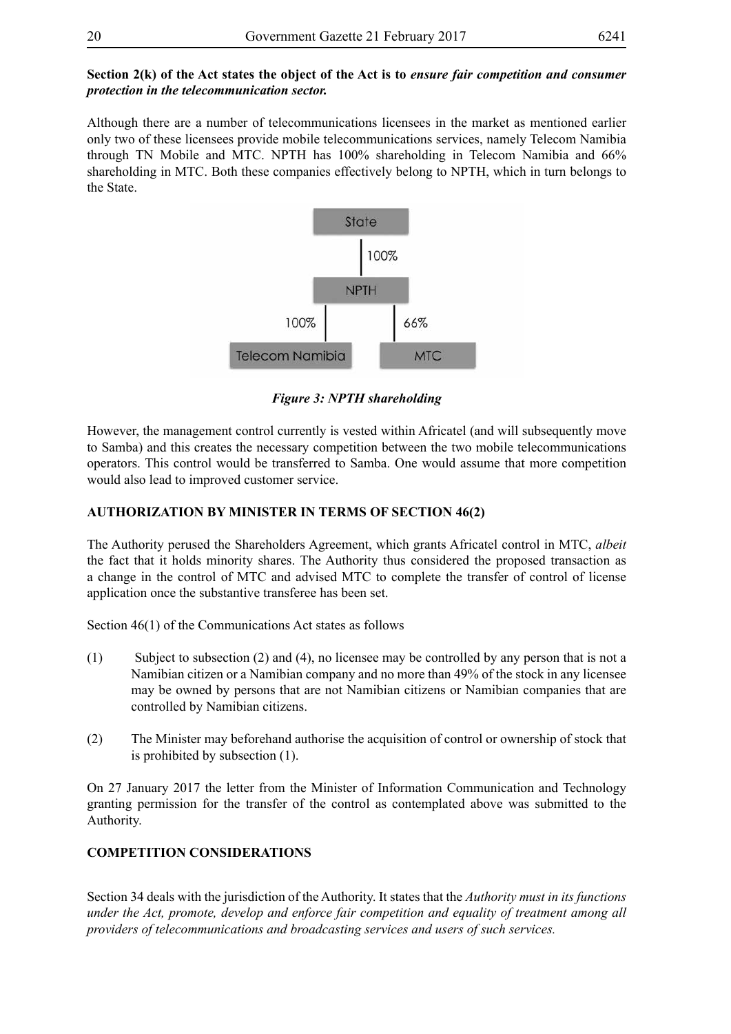**Section 2(k) of the Act states the object of the Act is to** ***ensure fair competition and consumer protection in the telecommunication sector.***

Although there are a number of telecommunications licensees in the market as mentioned earlier only two of these licensees provide mobile telecommunications services, namely Telecom Namibia through TN Mobile and MTC. NPTH has 100% shareholding in Telecom Namibia and 66% shareholding in MTC. Both these companies effectively belong to NPTH, which in turn belongs to the State.

*Figure 3: NPTH shareholding*

However, the management control currently is vested within Africatel (and will subsequently move to Samba) and this creates the necessary competition between the two mobile telecommunications operators. This control would be transferred to Samba. One would assume that more competition would also lead to improved customer service.

**AUTHORIZATION BY MINISTER IN TERMS OF SECTION 46(2)**

The Authority perused the Shareholders Agreement, which grants Africatel control in MTC, *albeit* the fact that it holds minority shares. The Authority thus considered the proposed transaction as a change in the control of MTC and advised MTC to complete the transfer of control of license application once the substantive transferee has been set.

Section 46(1) of the Communications Act states as follows

(1) Subject to subsection (2) and (4), no licensee may be controlled by any person that is not a Namibian citizen or a Namibian company and no more than 49% of the stock in any licensee may be owned by persons that are not Namibian citizens or Namibian companies that are controlled by Namibian citizens.

(2) The Minister may beforehand authorise the acquisition of control or ownership of stock that is prohibited by subsection (1).

On 27 January 2017 the letter from the Minister of Information Communication and Technology granting permission for the transfer of the control as contemplated above was submitted to the Authority.

**COMPETITION CONSIDERATIONS**

Section 34 deals with the jurisdiction of the Authority. It states that the *Authority must in its functions under the Act, promote, develop and enforce fair competition and equality of treatment among all providers of telecommunications and broadcasting services and users of such services.*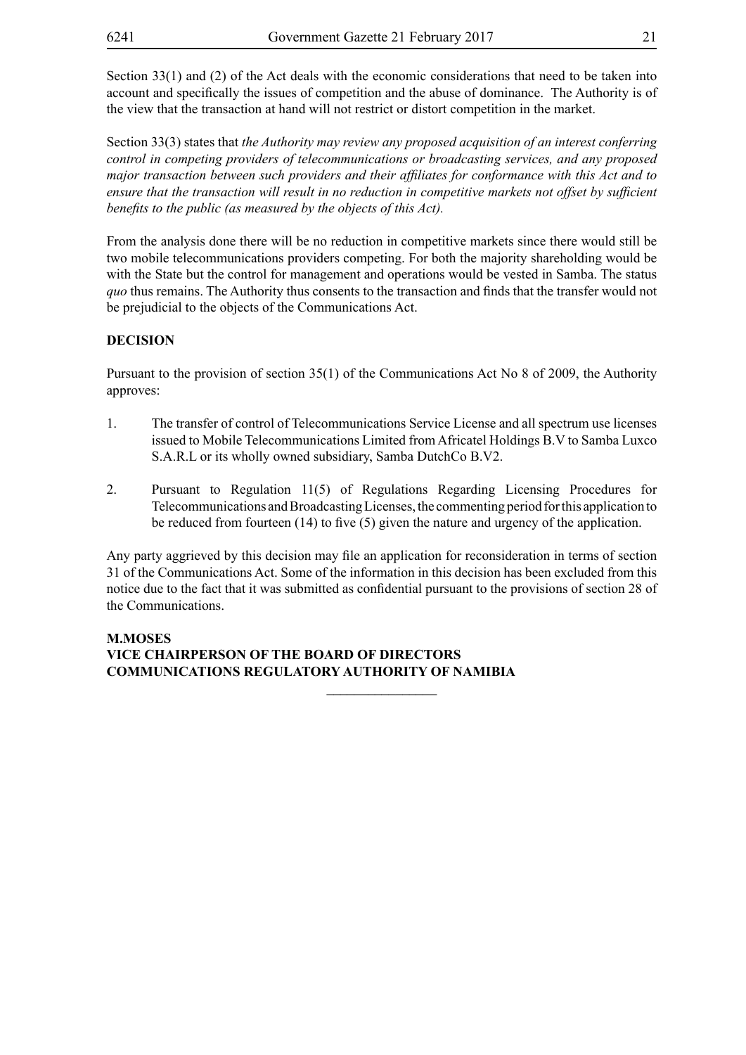Section 33(1) and (2) of the Act deals with the economic considerations that need to be taken into account and specifically the issues of competition and the abuse of dominance. The Authority is of the view that the transaction at hand will not restrict or distort competition in the market.

Section 33(3) states that *the Authority may review any proposed acquisition of an interest conferring control in competing providers of telecommunications or broadcasting services, and any proposed major transaction between such providers and their affiliates for conformance with this Act and to ensure that the transaction will result in no reduction in competitive markets not offset by sufficient benefits to the public (as measured by the objects of this Act).*

From the analysis done there will be no reduction in competitive markets since there would still be two mobile telecommunications providers competing. For both the majority shareholding would be with the State but the control for management and operations would be vested in Samba. The status *quo* thus remains. The Authority thus consents to the transaction and finds that the transfer would not be prejudicial to the objects of the Communications Act.

**DECISION**

Pursuant to the provision of section 35(1) of the Communications Act No 8 of 2009, the Authority approves:

1. The transfer of control of Telecommunications Service License and all spectrum use licenses issued to Mobile Telecommunications Limited from Africatel Holdings B.V to Samba Luxco S.A.R.L or its wholly owned subsidiary, Samba DutchCo B.V2.

2. Pursuant to Regulation 11(5) of Regulations Regarding Licensing Procedures for Telecommunications and Broadcasting Licenses, the commenting period for this application to be reduced from fourteen (14) to five (5) given the nature and urgency of the application.

Any party aggrieved by this decision may file an application for reconsideration in terms of section 31 of the Communications Act. Some of the information in this decision has been excluded from this notice due to the fact that it was submitted as confidential pursuant to the provisions of section 28 of the Communications.

**M.MOSES**
**VICE CHAIRPERSON OF THE BOARD OF DIRECTORS**
**COMMUNICATIONS REGULATORY AUTHORITY OF NAMIBIA**

________________